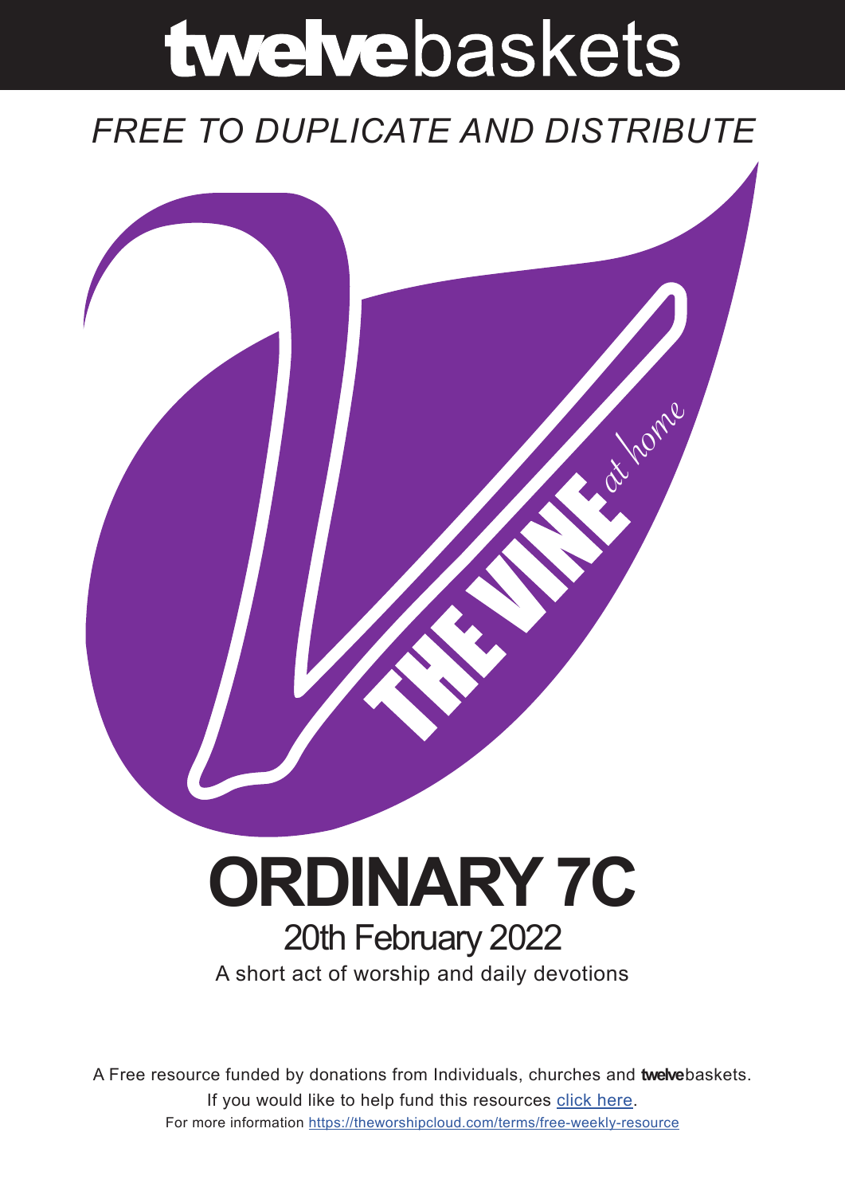# **twelve**baskets

*FREE TO DUPLICATE AND DISTRIBUTE*

THE VINE *at home*

# ORDINARY 7C

## 20th February 2022

A short act of worship and daily devotions

A Free resource funded by donations from Individuals, churches and **twelve**baskets.

If you would like to help fund this resources [click here](click here).

For more information [https://theworshipcloud.com/terms/free-weekly-resource](https://theworshipcloud.com/terms/free-weekly-resource)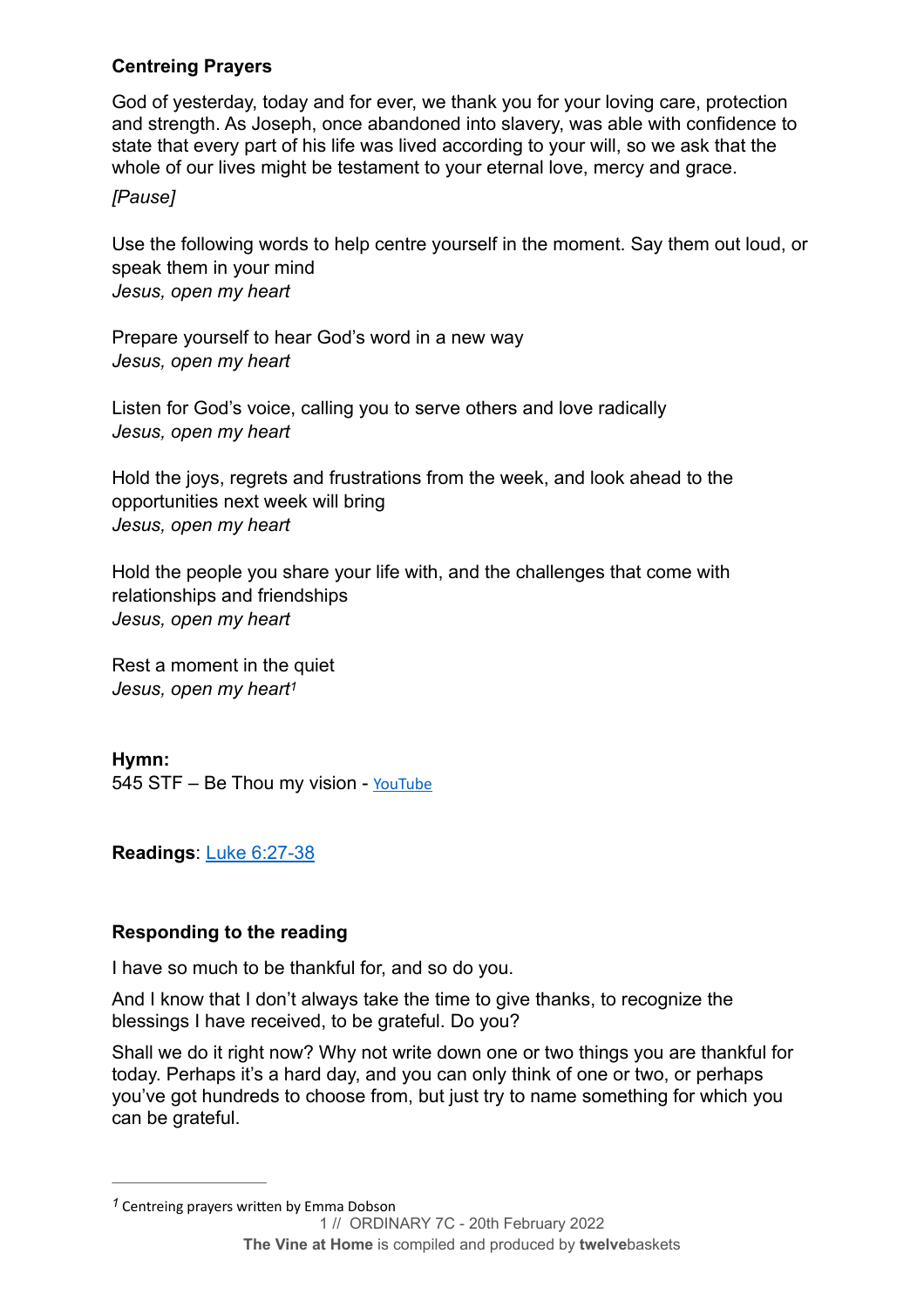**Centreing Prayers**

God of yesterday, today and for ever, we thank you for your loving care, protection and strength. As Joseph, once abandoned into slavery, was able with confidence to state that every part of his life was lived according to your will, so we ask that the whole of our lives might be testament to your eternal love, mercy and grace.

*[Pause]*

Use the following words to help centre yourself in the moment. Say them out loud, or speak them in your mind
*Jesus, open my heart*

Prepare yourself to hear God's word in a new way
*Jesus, open my heart*

Listen for God's voice, calling you to serve others and love radically
*Jesus, open my heart*

Hold the joys, regrets and frustrations from the week, and look ahead to the opportunities next week will bring
*Jesus, open my heart*

Hold the people you share your life with, and the challenges that come with relationships and friendships
*Jesus, open my heart*

Rest a moment in the quiet
*Jesus, open my heart*[1]

**Hymn:**
545 STF – Be Thou my vision - YouTube

**Readings**: Luke 6:27-38

**Responding to the reading**

I have so much to be thankful for, and so do you.

And I know that I don't always take the time to give thanks, to recognize the blessings I have received, to be grateful. Do you?

Shall we do it right now? Why not write down one or two things you are thankful for today. Perhaps it's a hard day, and you can only think of one or two, or perhaps you've got hundreds to choose from, but just try to name something for which you can be grateful.

---

[1] Centreing prayers written by Emma Dobson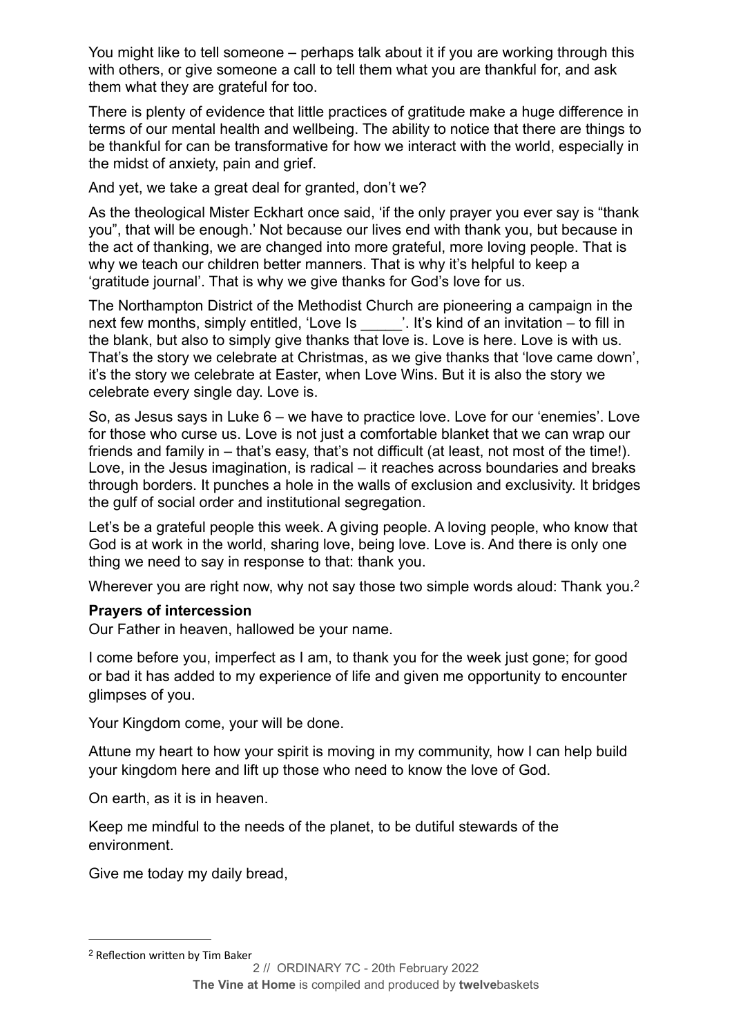You might like to tell someone – perhaps talk about it if you are working through this with others, or give someone a call to tell them what you are thankful for, and ask them what they are grateful for too.

There is plenty of evidence that little practices of gratitude make a huge difference in terms of our mental health and wellbeing. The ability to notice that there are things to be thankful for can be transformative for how we interact with the world, especially in the midst of anxiety, pain and grief.

And yet, we take a great deal for granted, don't we?

As the theological Mister Eckhart once said, 'if the only prayer you ever say is "thank you", that will be enough.' Not because our lives end with thank you, but because in the act of thanking, we are changed into more grateful, more loving people. That is why we teach our children better manners. That is why it's helpful to keep a 'gratitude journal'. That is why we give thanks for God's love for us.

The Northampton District of the Methodist Church are pioneering a campaign in the next few months, simply entitled, 'Love Is _____'. It's kind of an invitation – to fill in the blank, but also to simply give thanks that love is. Love is here. Love is with us. That's the story we celebrate at Christmas, as we give thanks that 'love came down', it's the story we celebrate at Easter, when Love Wins. But it is also the story we celebrate every single day. Love is.

So, as Jesus says in Luke 6 – we have to practice love. Love for our 'enemies'. Love for those who curse us. Love is not just a comfortable blanket that we can wrap our friends and family in – that's easy, that's not difficult (at least, not most of the time!). Love, in the Jesus imagination, is radical – it reaches across boundaries and breaks through borders. It punches a hole in the walls of exclusion and exclusivity. It bridges the gulf of social order and institutional segregation.

Let's be a grateful people this week. A giving people. A loving people, who know that God is at work in the world, sharing love, being love. Love is. And there is only one thing we need to say in response to that: thank you.

Wherever you are right now, why not say those two simple words aloud: Thank you.[2]

**Prayers of intercession**

Our Father in heaven, hallowed be your name.

I come before you, imperfect as I am, to thank you for the week just gone; for good or bad it has added to my experience of life and given me opportunity to encounter glimpses of you.

Your Kingdom come, your will be done.

Attune my heart to how your spirit is moving in my community, how I can help build your kingdom here and lift up those who need to know the love of God.

On earth, as it is in heaven.

Keep me mindful to the needs of the planet, to be dutiful stewards of the environment.

Give me today my daily bread,

---

[2] Reflection written by Tim Baker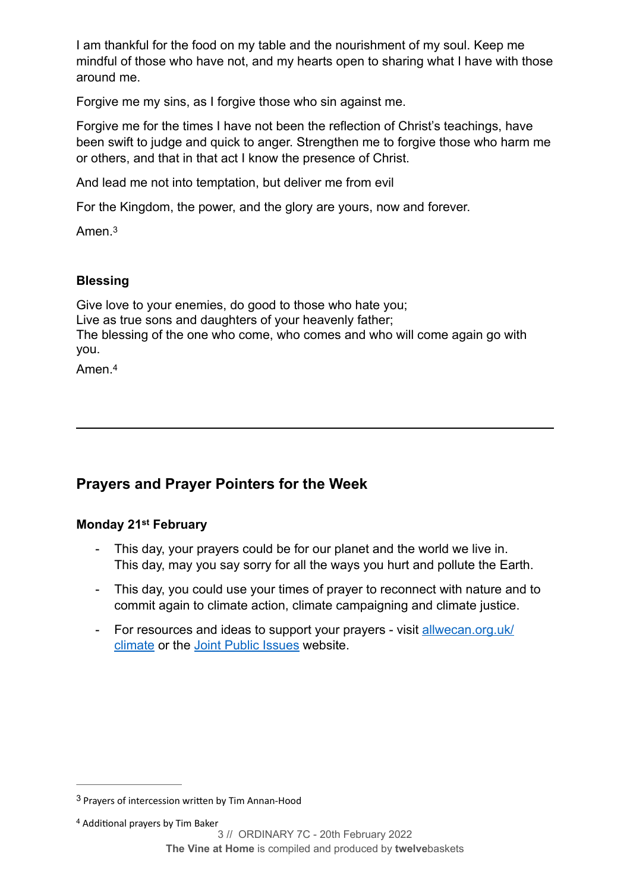I am thankful for the food on my table and the nourishment of my soul. Keep me mindful of those who have not, and my hearts open to sharing what I have with those around me.

Forgive me my sins, as I forgive those who sin against me.

Forgive me for the times I have not been the reflection of Christ's teachings, have been swift to judge and quick to anger. Strengthen me to forgive those who harm me or others, and that in that act I know the presence of Christ.

And lead me not into temptation, but deliver me from evil

For the Kingdom, the power, and the glory are yours, now and forever.

Amen.[3]

### Blessing

Give love to your enemies, do good to those who hate you;
Live as true sons and daughters of your heavenly father;
The blessing of the one who come, who comes and who will come again go with you.

Amen.[4]

---

## Prayers and Prayer Pointers for the Week

### Monday 21st February

- This day, your prayers could be for our planet and the world we live in. This day, may you say sorry for all the ways you hurt and pollute the Earth.
- This day, you could use your times of prayer to reconnect with nature and to commit again to climate action, climate campaigning and climate justice.
- For resources and ideas to support your prayers - visit allwecan.org.uk/climate or the Joint Public Issues website.

---

[3] Prayers of intercession written by Tim Annan-Hood

[4] Additional prayers by Tim Baker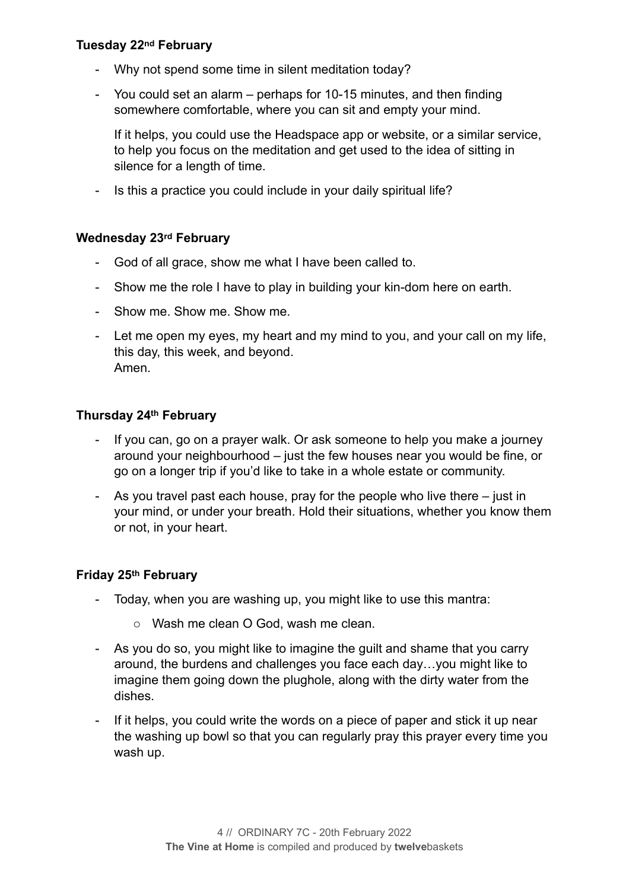**Tuesday 22nd February**

- Why not spend some time in silent meditation today?
- You could set an alarm – perhaps for 10-15 minutes, and then finding somewhere comfortable, where you can sit and empty your mind.

  If it helps, you could use the Headspace app or website, or a similar service, to help you focus on the meditation and get used to the idea of sitting in silence for a length of time.
- Is this a practice you could include in your daily spiritual life?

**Wednesday 23rd February**

- God of all grace, show me what I have been called to.
- Show me the role I have to play in building your kin-dom here on earth.
- Show me. Show me. Show me.
- Let me open my eyes, my heart and my mind to you, and your call on my life, this day, this week, and beyond.
  Amen.

**Thursday 24th February**

- If you can, go on a prayer walk. Or ask someone to help you make a journey around your neighbourhood – just the few houses near you would be fine, or go on a longer trip if you'd like to take in a whole estate or community.
- As you travel past each house, pray for the people who live there – just in your mind, or under your breath. Hold their situations, whether you know them or not, in your heart.

**Friday 25th February**

- Today, when you are washing up, you might like to use this mantra:
  - Wash me clean O God, wash me clean.
- As you do so, you might like to imagine the guilt and shame that you carry around, the burdens and challenges you face each day…you might like to imagine them going down the plughole, along with the dirty water from the dishes.
- If it helps, you could write the words on a piece of paper and stick it up near the washing up bowl so that you can regularly pray this prayer every time you wash up.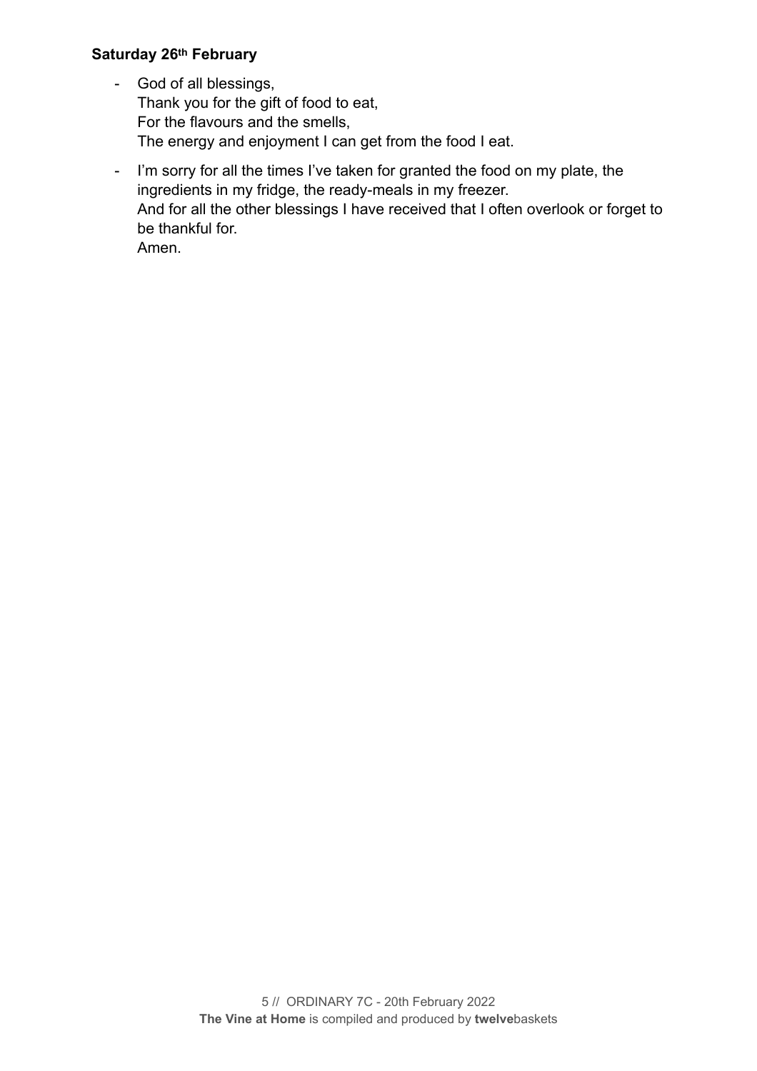**Saturday 26th February**

- God of all blessings,
  Thank you for the gift of food to eat,
  For the flavours and the smells,
  The energy and enjoyment I can get from the food I eat.

- I'm sorry for all the times I've taken for granted the food on my plate, the ingredients in my fridge, the ready-meals in my freezer.
  And for all the other blessings I have received that I often overlook or forget to be thankful for.
  Amen.